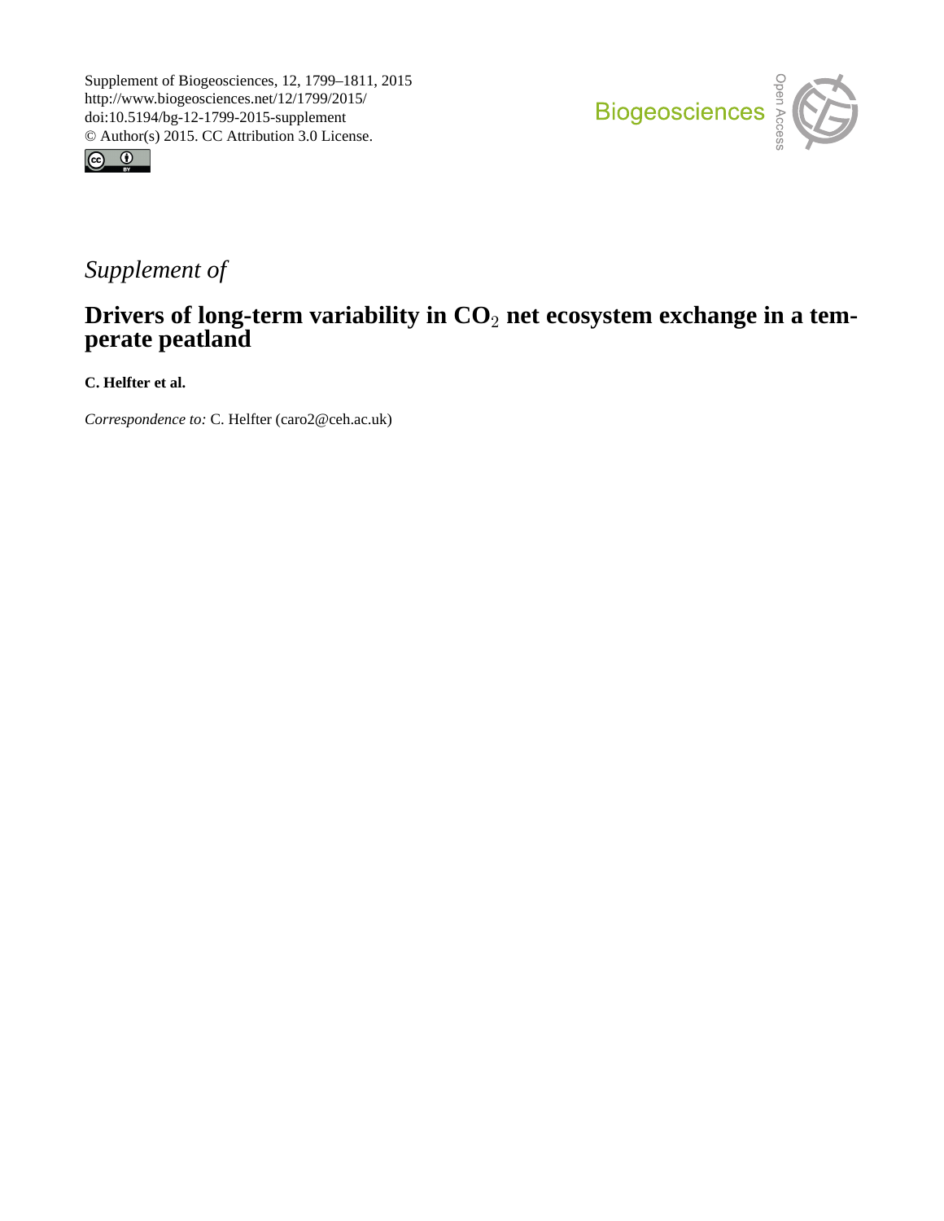Supplement of Biogeosciences, 12, 1799–1811, 2015
http://www.biogeosciences.net/12/1799/2015/
doi:10.5194/bg-12-1799-2015-supplement
© Author(s) 2015. CC Attribution 3.0 License.

*Supplement of*

# Drivers of long-term variability in $CO_2$ net ecosystem exchange in a temperate peatland

**C. Helfter et al.**

*Correspondence to:* C. Helfter (caro2@ceh.ac.uk)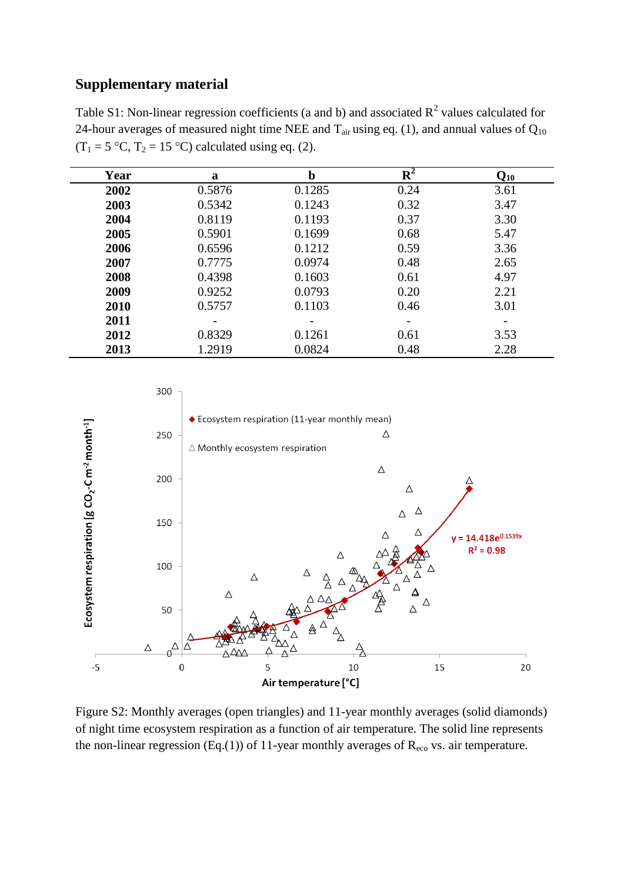## Supplementary material

Table S1: Non-linear regression coefficients (a and b) and associated $R^2$ values calculated for 24-hour averages of measured night time NEE and $T_{air}$ using eq. (1), and annual values of $Q_{10}$ ($T_1$ = 5 °C, $T_2$ = 15 °C) calculated using eq. (2).

| Year | a | b | $R^2$ | $Q_{10}$ |
|---|---|---|---|---|
| **2002** | 0.5876 | 0.1285 | 0.24 | 3.61 |
| **2003** | 0.5342 | 0.1243 | 0.32 | 3.47 |
| **2004** | 0.8119 | 0.1193 | 0.37 | 3.30 |
| **2005** | 0.5901 | 0.1699 | 0.68 | 5.47 |
| **2006** | 0.6596 | 0.1212 | 0.59 | 3.36 |
| **2007** | 0.7775 | 0.0974 | 0.48 | 2.65 |
| **2008** | 0.4398 | 0.1603 | 0.61 | 4.97 |
| **2009** | 0.9252 | 0.0793 | 0.20 | 2.21 |
| **2010** | 0.5757 | 0.1103 | 0.46 | 3.01 |
| **2011** | - | - | - | - |
| **2012** | 0.8329 | 0.1261 | 0.61 | 3.53 |
| **2013** | 1.2919 | 0.0824 | 0.48 | 2.28 |

Figure S2: Monthly averages (open triangles) and 11-year monthly averages (solid diamonds) of night time ecosystem respiration as a function of air temperature. The solid line represents the non-linear regression (Eq.(1)) of 11-year monthly averages of $R_{eco}$ vs. air temperature.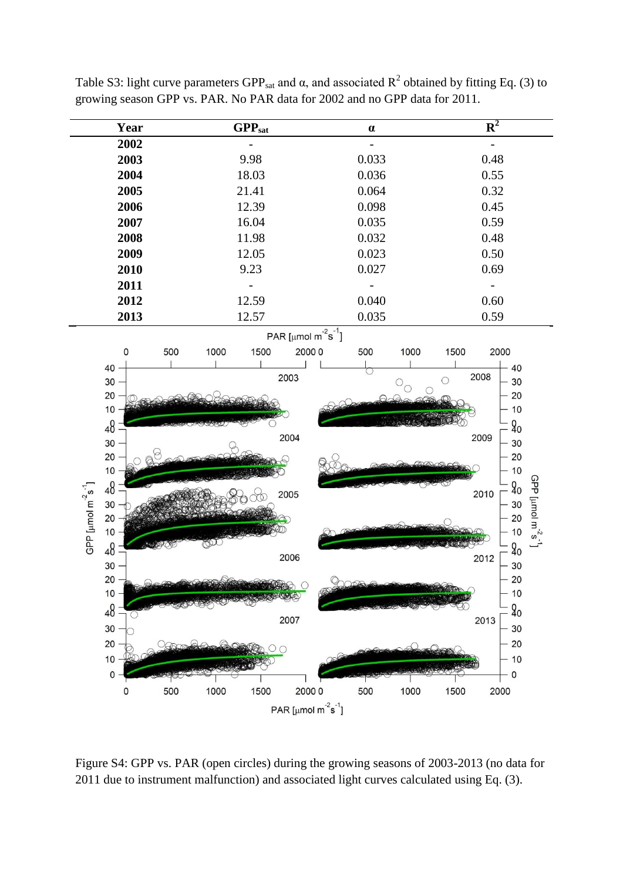Table S3: light curve parameters $GPP_{sat}$ and $\alpha$, and associated $R^2$ obtained by fitting Eq. (3) to growing season GPP vs. PAR. No PAR data for 2002 and no GPP data for 2011.

| Year | $GPP_{sat}$ | $\alpha$ | $R^2$ |
|---|---|---|---|
| 2002 | - | - | - |
| 2003 | 9.98 | 0.033 | 0.48 |
| 2004 | 18.03 | 0.036 | 0.55 |
| 2005 | 21.41 | 0.064 | 0.32 |
| 2006 | 12.39 | 0.098 | 0.45 |
| 2007 | 16.04 | 0.035 | 0.59 |
| 2008 | 11.98 | 0.032 | 0.48 |
| 2009 | 12.05 | 0.023 | 0.50 |
| 2010 | 9.23 | 0.027 | 0.69 |
| 2011 | - | - | - |
| 2012 | 12.59 | 0.040 | 0.60 |
| 2013 | 12.57 | 0.035 | 0.59 |

PAR [μmol m^-2 s^-1]

0 500 1000 1500 2000 0 500 1000 1500 2000

2003 2004 2005 2006 2007

2008 2009 2010 2012 2013

GPP [μmol m^-2 s^-1]

0 10 20 30 40

Figure S4: GPP vs. PAR (open circles) during the growing seasons of 2003-2013 (no data for 2011 due to instrument malfunction) and associated light curves calculated using Eq. (3).